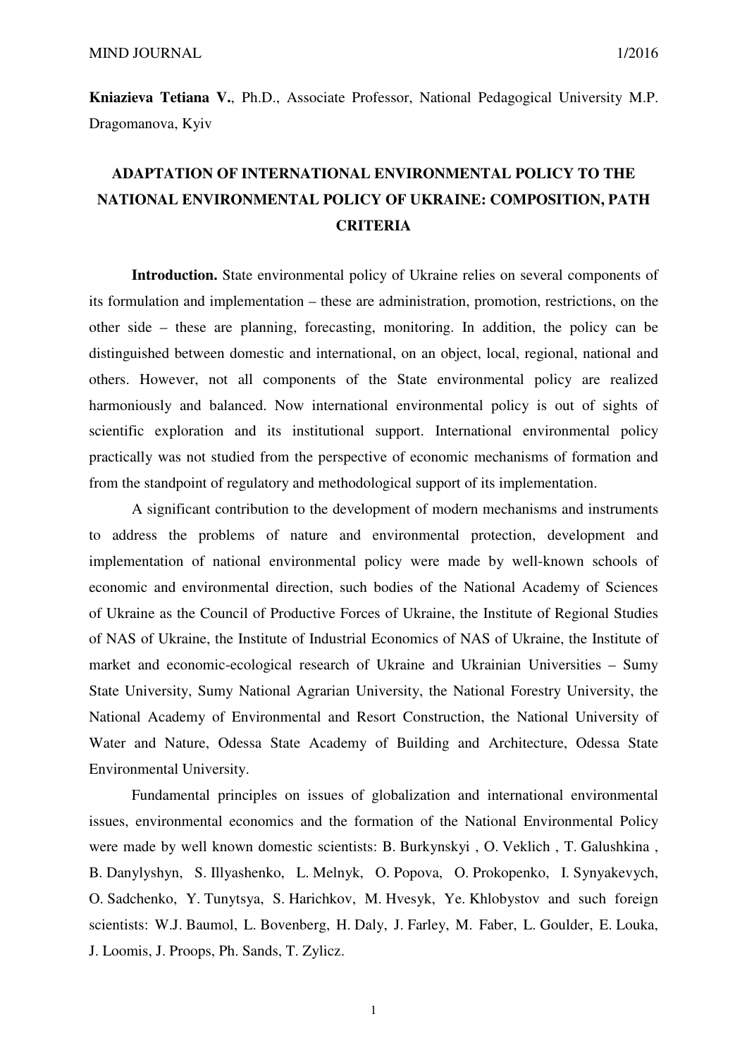**Kniazieva Tetiana V.**, Ph.D., Associate Professor, National Pedagogical University M.P. Dragomanova, Kyiv

# ADAPTATION OF INTERNATIONAL ENVIRONMENTAL POLICY TO THE NATIONAL ENVIRONMENTAL POLICY OF UKRAINE: COMPOSITION, PATH CRITERIA

**Introduction.** State environmental policy of Ukraine relies on several components of its formulation and implementation – these are administration, promotion, restrictions, on the other side – these are planning, forecasting, monitoring. In addition, the policy can be distinguished between domestic and international, on an object, local, regional, national and others. However, not all components of the State environmental policy are realized harmoniously and balanced. Now international environmental policy is out of sights of scientific exploration and its institutional support. International environmental policy practically was not studied from the perspective of economic mechanisms of formation and from the standpoint of regulatory and methodological support of its implementation.

A significant contribution to the development of modern mechanisms and instruments to address the problems of nature and environmental protection, development and implementation of national environmental policy were made by well-known schools of economic and environmental direction, such bodies of the National Academy of Sciences of Ukraine as the Council of Productive Forces of Ukraine, the Institute of Regional Studies of NAS of Ukraine, the Institute of Industrial Economics of NAS of Ukraine, the Institute of market and economic-ecological research of Ukraine and Ukrainian Universities – Sumy State University, Sumy National Agrarian University, the National Forestry University, the National Academy of Environmental and Resort Construction, the National University of Water and Nature, Odessa State Academy of Building and Architecture, Odessa State Environmental University.

Fundamental principles on issues of globalization and international environmental issues, environmental economics and the formation of the National Environmental Policy were made by well known domestic scientists: B. Burkynskyi , O. Veklich , T. Galushkina , B. Danylyshyn, S. Illyashenko, L. Melnyk, O. Popova, O. Prokopenko, I. Synyakevych, O. Sadchenko, Y. Tunytsya, S. Harichkov, M. Hvesyk, Ye. Khlobystov and such foreign scientists: W.J. Baumol, L. Bovenberg, H. Daly, J. Farley, M. Faber, L. Goulder, E. Louka, J. Loomis, J. Proops, Ph. Sands, T. Zylicz.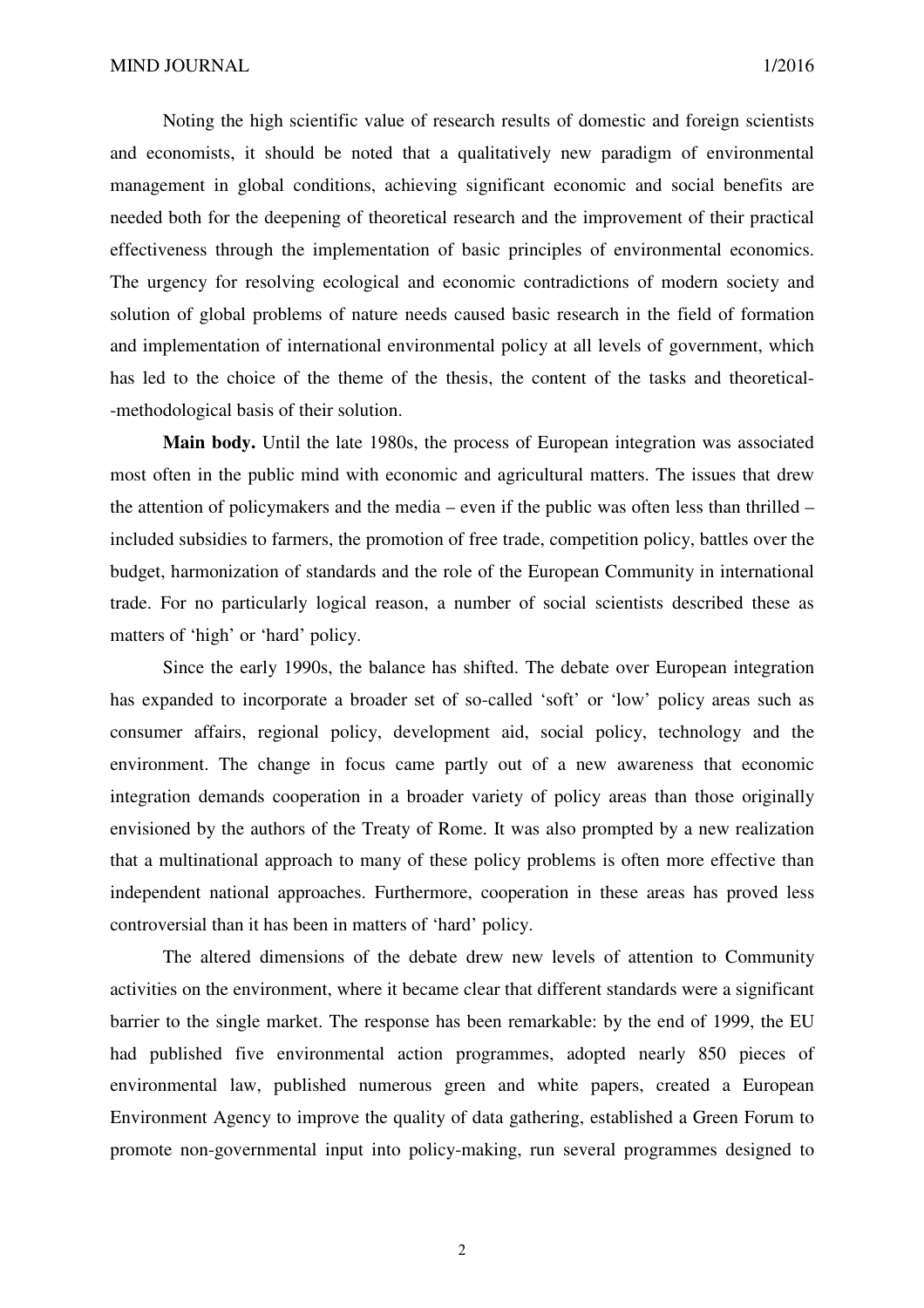Noting the high scientific value of research results of domestic and foreign scientists and economists, it should be noted that a qualitatively new paradigm of environmental management in global conditions, achieving significant economic and social benefits are needed both for the deepening of theoretical research and the improvement of their practical effectiveness through the implementation of basic principles of environmental economics. The urgency for resolving ecological and economic contradictions of modern society and solution of global problems of nature needs caused basic research in the field of formation and implementation of international environmental policy at all levels of government, which has led to the choice of the theme of the thesis, the content of the tasks and theoretical--methodological basis of their solution.

**Main body.** Until the late 1980s, the process of European integration was associated most often in the public mind with economic and agricultural matters. The issues that drew the attention of policymakers and the media – even if the public was often less than thrilled – included subsidies to farmers, the promotion of free trade, competition policy, battles over the budget, harmonization of standards and the role of the European Community in international trade. For no particularly logical reason, a number of social scientists described these as matters of 'high' or 'hard' policy.

Since the early 1990s, the balance has shifted. The debate over European integration has expanded to incorporate a broader set of so-called 'soft' or 'low' policy areas such as consumer affairs, regional policy, development aid, social policy, technology and the environment. The change in focus came partly out of a new awareness that economic integration demands cooperation in a broader variety of policy areas than those originally envisioned by the authors of the Treaty of Rome. It was also prompted by a new realization that a multinational approach to many of these policy problems is often more effective than independent national approaches. Furthermore, cooperation in these areas has proved less controversial than it has been in matters of 'hard' policy.

The altered dimensions of the debate drew new levels of attention to Community activities on the environment, where it became clear that different standards were a significant barrier to the single market. The response has been remarkable: by the end of 1999, the EU had published five environmental action programmes, adopted nearly 850 pieces of environmental law, published numerous green and white papers, created a European Environment Agency to improve the quality of data gathering, established a Green Forum to promote non-governmental input into policy-making, run several programmes designed to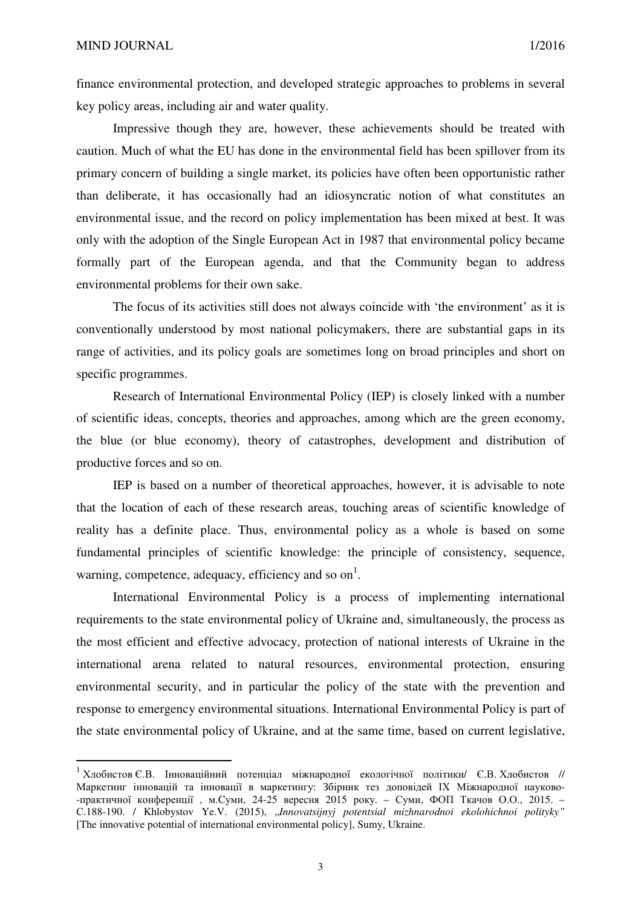finance environmental protection, and developed strategic approaches to problems in several key policy areas, including air and water quality.

Impressive though they are, however, these achievements should be treated with caution. Much of what the EU has done in the environmental field has been spillover from its primary concern of building a single market, its policies have often been opportunistic rather than deliberate, it has occasionally had an idiosyncratic notion of what constitutes an environmental issue, and the record on policy implementation has been mixed at best. It was only with the adoption of the Single European Act in 1987 that environmental policy became formally part of the European agenda, and that the Community began to address environmental problems for their own sake.

The focus of its activities still does not always coincide with 'the environment' as it is conventionally understood by most national policymakers, there are substantial gaps in its range of activities, and its policy goals are sometimes long on broad principles and short on specific programmes.

Research of International Environmental Policy (IEP) is closely linked with a number of scientific ideas, concepts, theories and approaches, among which are the green economy, the blue (or blue economy), theory of catastrophes, development and distribution of productive forces and so on.

IEP is based on a number of theoretical approaches, however, it is advisable to note that the location of each of these research areas, touching areas of scientific knowledge of reality has a definite place. Thus, environmental policy as a whole is based on some fundamental principles of scientific knowledge: the principle of consistency, sequence, warning, competence, adequacy, efficiency and so on[1].

International Environmental Policy is a process of implementing international requirements to the state environmental policy of Ukraine and, simultaneously, the process as the most efficient and effective advocacy, protection of national interests of Ukraine in the international arena related to natural resources, environmental protection, ensuring environmental security, and in particular the policy of the state with the prevention and response to emergency environmental situations. International Environmental Policy is part of the state environmental policy of Ukraine, and at the same time, based on current legislative,

---

[1] Хлобистов Є.В. Інноваційний потенціал міжнародної екологічної політики/ Є.В. Хлобистов // Маркетинг інновацій та інновації в маркетингу: Збірник тез доповідей IX Міжнародної науково- -практичної конференції , м.Суми, 24-25 вересня 2015 року. – Суми, ФОП Ткачов О.О., 2015. – С.188-190. / Khlobystov Ye.V. (2015), „*Innovatsijnyj potentsial mizhnarodnoi ekolohichnoi polityky"* [The innovative potential of international environmental policy], Sumy, Ukraine.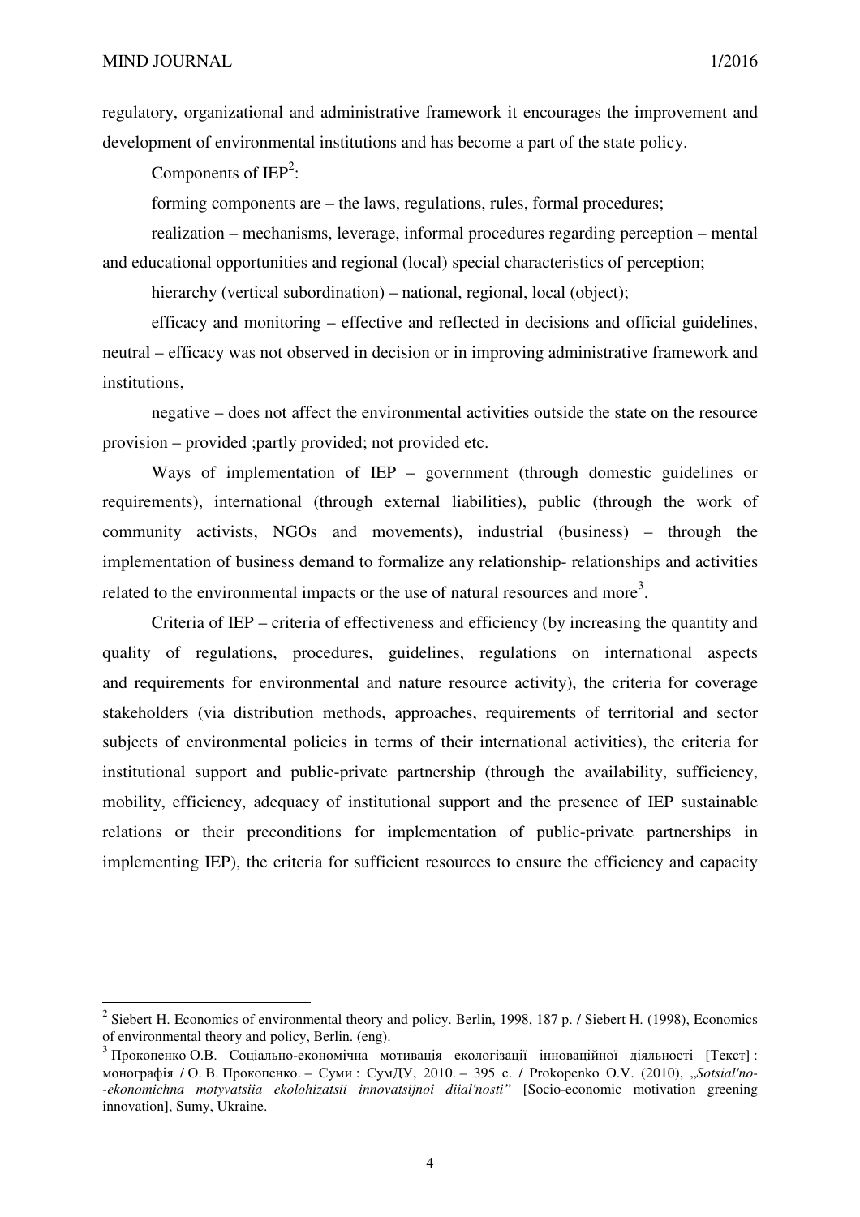regulatory, organizational and administrative framework it encourages the improvement and development of environmental institutions and has become a part of the state policy.

Components of IEP[2]:

forming components are – the laws, regulations, rules, formal procedures;

realization – mechanisms, leverage, informal procedures regarding perception – mental and educational opportunities and regional (local) special characteristics of perception;

hierarchy (vertical subordination) – national, regional, local (object);

efficacy and monitoring – effective and reflected in decisions and official guidelines, neutral – efficacy was not observed in decision or in improving administrative framework and institutions,

negative – does not affect the environmental activities outside the state on the resource provision – provided ;partly provided; not provided etc.

Ways of implementation of IEP – government (through domestic guidelines or requirements), international (through external liabilities), public (through the work of community activists, NGOs and movements), industrial (business) – through the implementation of business demand to formalize any relationship- relationships and activities related to the environmental impacts or the use of natural resources and more[3].

Criteria of IEP – criteria of effectiveness and efficiency (by increasing the quantity and quality of regulations, procedures, guidelines, regulations on international aspects and requirements for environmental and nature resource activity), the criteria for coverage stakeholders (via distribution methods, approaches, requirements of territorial and sector subjects of environmental policies in terms of their international activities), the criteria for institutional support and public-private partnership (through the availability, sufficiency, mobility, efficiency, adequacy of institutional support and the presence of IEP sustainable relations or their preconditions for implementation of public-private partnerships in implementing IEP), the criteria for sufficient resources to ensure the efficiency and capacity

---

[2] Siebert H. Economics of environmental theory and policy. Berlin, 1998, 187 p. / Siebert H. (1998), Economics of environmental theory and policy, Berlin. (eng).

[3] Прокопенко О.В. Соціально-економічна мотивація екологізації інноваційної діяльності [Текст] : монографія / О. В. Прокопенко. – Суми : СумДУ, 2010. – 395 с. / Prokopenko O.V. (2010), „*Sotsial'no--ekonomichna motyvatsiia ekolohizatsii innovatsijnoi diial'nosti"* [Socio-economic motivation greening innovation], Sumy, Ukraine.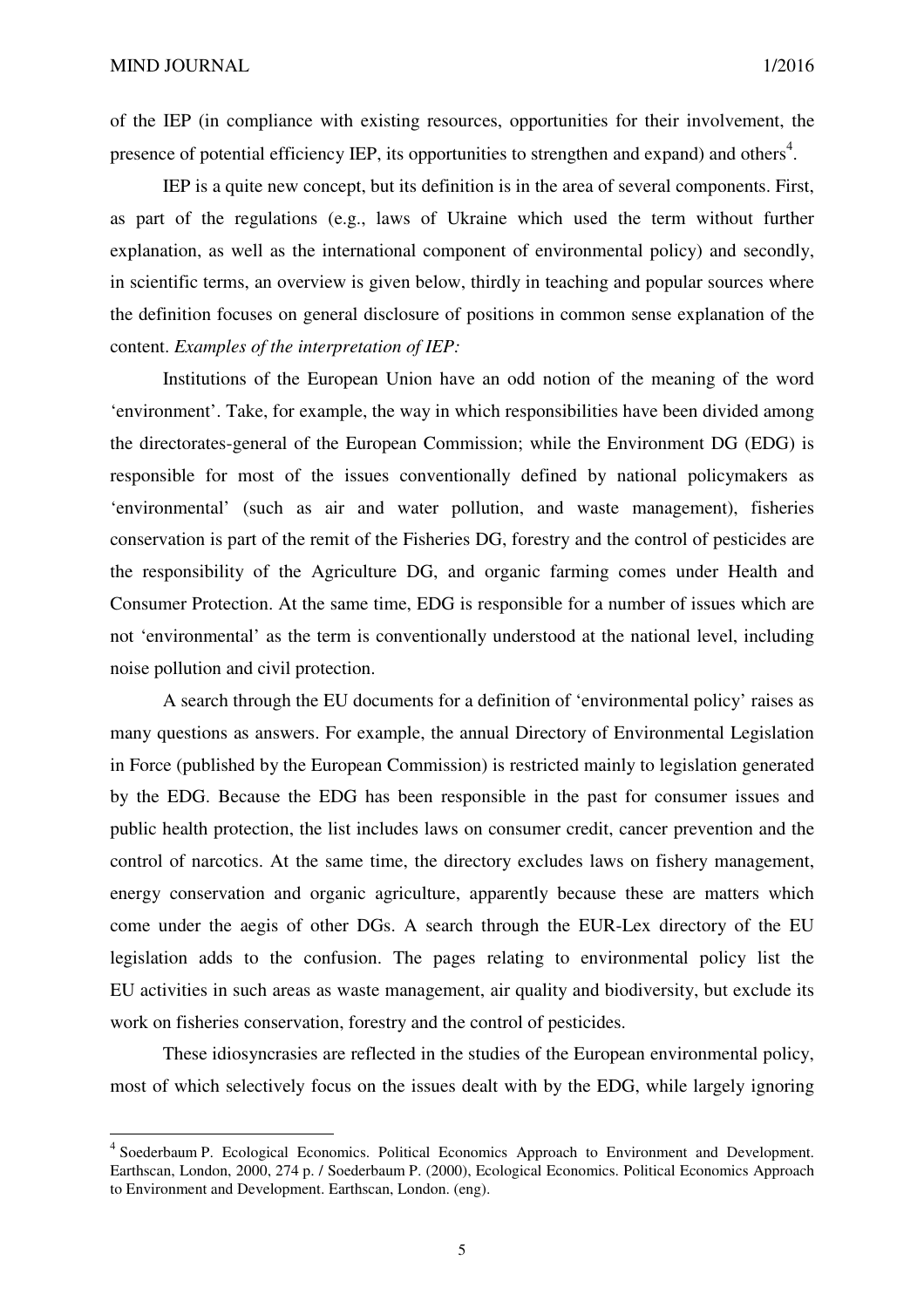of the IEP (in compliance with existing resources, opportunities for their involvement, the presence of potential efficiency IEP, its opportunities to strengthen and expand) and others[4].

IEP is a quite new concept, but its definition is in the area of several components. First, as part of the regulations (e.g., laws of Ukraine which used the term without further explanation, as well as the international component of environmental policy) and secondly, in scientific terms, an overview is given below, thirdly in teaching and popular sources where the definition focuses on general disclosure of positions in common sense explanation of the content. *Examples of the interpretation of IEP:*

Institutions of the European Union have an odd notion of the meaning of the word 'environment'. Take, for example, the way in which responsibilities have been divided among the directorates-general of the European Commission; while the Environment DG (EDG) is responsible for most of the issues conventionally defined by national policymakers as 'environmental' (such as air and water pollution, and waste management), fisheries conservation is part of the remit of the Fisheries DG, forestry and the control of pesticides are the responsibility of the Agriculture DG, and organic farming comes under Health and Consumer Protection. At the same time, EDG is responsible for a number of issues which are not 'environmental' as the term is conventionally understood at the national level, including noise pollution and civil protection.

A search through the EU documents for a definition of 'environmental policy' raises as many questions as answers. For example, the annual Directory of Environmental Legislation in Force (published by the European Commission) is restricted mainly to legislation generated by the EDG. Because the EDG has been responsible in the past for consumer issues and public health protection, the list includes laws on consumer credit, cancer prevention and the control of narcotics. At the same time, the directory excludes laws on fishery management, energy conservation and organic agriculture, apparently because these are matters which come under the aegis of other DGs. A search through the EUR-Lex directory of the EU legislation adds to the confusion. The pages relating to environmental policy list the EU activities in such areas as waste management, air quality and biodiversity, but exclude its work on fisheries conservation, forestry and the control of pesticides.

These idiosyncrasies are reflected in the studies of the European environmental policy, most of which selectively focus on the issues dealt with by the EDG, while largely ignoring

---

[4] Soederbaum P. Ecological Economics. Political Economics Approach to Environment and Development. Earthscan, London, 2000, 274 p. / Soederbaum P. (2000), Ecological Economics. Political Economics Approach to Environment and Development. Earthscan, London. (eng).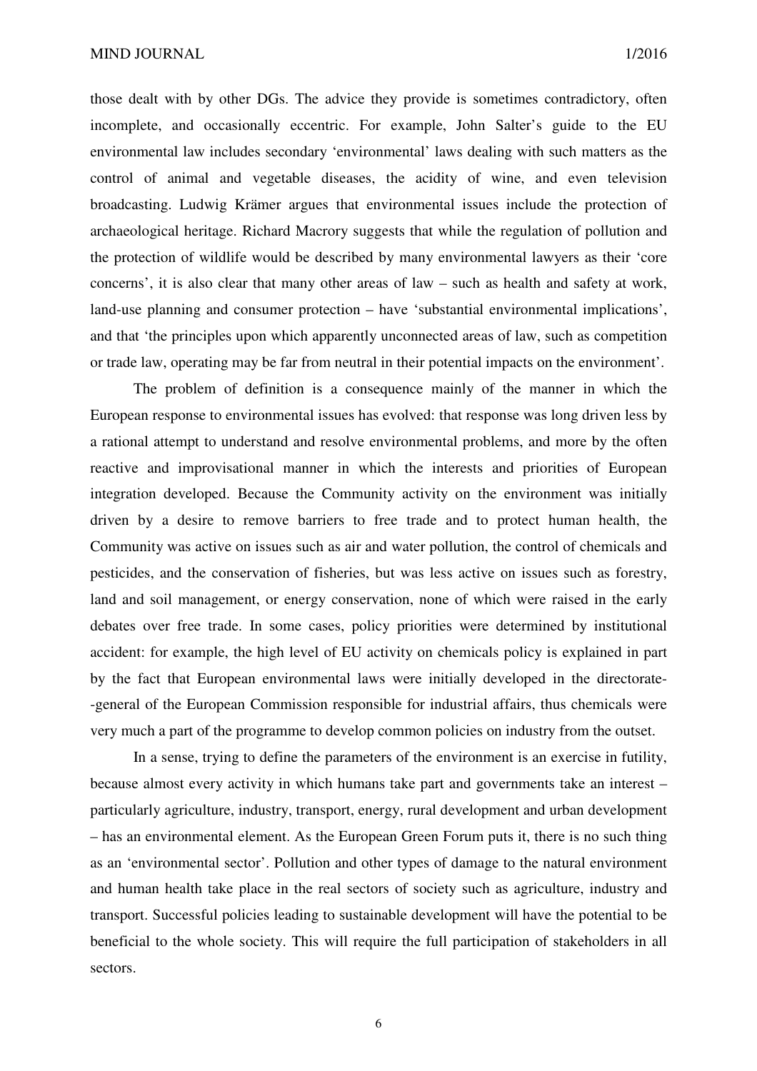those dealt with by other DGs. The advice they provide is sometimes contradictory, often incomplete, and occasionally eccentric. For example, John Salter's guide to the EU environmental law includes secondary 'environmental' laws dealing with such matters as the control of animal and vegetable diseases, the acidity of wine, and even television broadcasting. Ludwig Krämer argues that environmental issues include the protection of archaeological heritage. Richard Macrory suggests that while the regulation of pollution and the protection of wildlife would be described by many environmental lawyers as their 'core concerns', it is also clear that many other areas of law – such as health and safety at work, land-use planning and consumer protection – have 'substantial environmental implications', and that 'the principles upon which apparently unconnected areas of law, such as competition or trade law, operating may be far from neutral in their potential impacts on the environment'.

The problem of definition is a consequence mainly of the manner in which the European response to environmental issues has evolved: that response was long driven less by a rational attempt to understand and resolve environmental problems, and more by the often reactive and improvisational manner in which the interests and priorities of European integration developed. Because the Community activity on the environment was initially driven by a desire to remove barriers to free trade and to protect human health, the Community was active on issues such as air and water pollution, the control of chemicals and pesticides, and the conservation of fisheries, but was less active on issues such as forestry, land and soil management, or energy conservation, none of which were raised in the early debates over free trade. In some cases, policy priorities were determined by institutional accident: for example, the high level of EU activity on chemicals policy is explained in part by the fact that European environmental laws were initially developed in the directorate--general of the European Commission responsible for industrial affairs, thus chemicals were very much a part of the programme to develop common policies on industry from the outset.

In a sense, trying to define the parameters of the environment is an exercise in futility, because almost every activity in which humans take part and governments take an interest – particularly agriculture, industry, transport, energy, rural development and urban development – has an environmental element. As the European Green Forum puts it, there is no such thing as an 'environmental sector'. Pollution and other types of damage to the natural environment and human health take place in the real sectors of society such as agriculture, industry and transport. Successful policies leading to sustainable development will have the potential to be beneficial to the whole society. This will require the full participation of stakeholders in all sectors.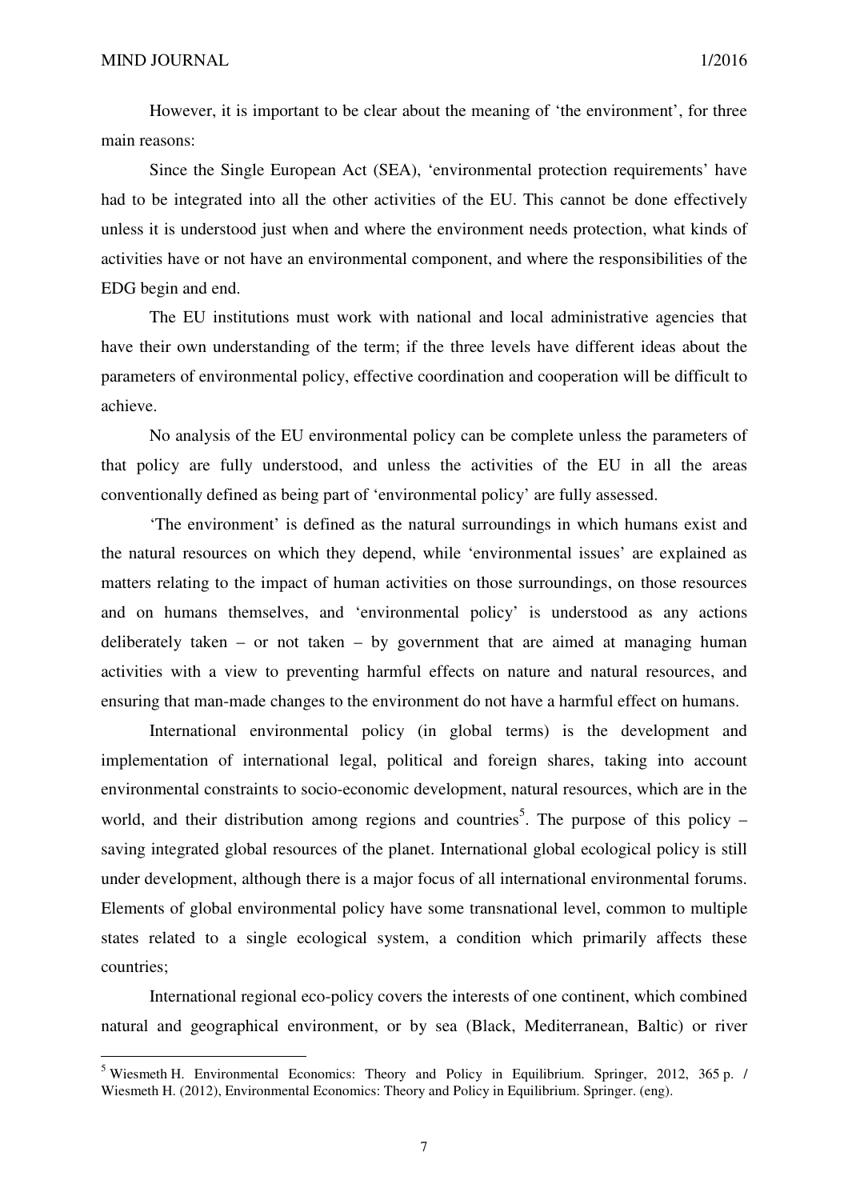However, it is important to be clear about the meaning of 'the environment', for three main reasons:

Since the Single European Act (SEA), 'environmental protection requirements' have had to be integrated into all the other activities of the EU. This cannot be done effectively unless it is understood just when and where the environment needs protection, what kinds of activities have or not have an environmental component, and where the responsibilities of the EDG begin and end.

The EU institutions must work with national and local administrative agencies that have their own understanding of the term; if the three levels have different ideas about the parameters of environmental policy, effective coordination and cooperation will be difficult to achieve.

No analysis of the EU environmental policy can be complete unless the parameters of that policy are fully understood, and unless the activities of the EU in all the areas conventionally defined as being part of 'environmental policy' are fully assessed.

'The environment' is defined as the natural surroundings in which humans exist and the natural resources on which they depend, while 'environmental issues' are explained as matters relating to the impact of human activities on those surroundings, on those resources and on humans themselves, and 'environmental policy' is understood as any actions deliberately taken – or not taken – by government that are aimed at managing human activities with a view to preventing harmful effects on nature and natural resources, and ensuring that man-made changes to the environment do not have a harmful effect on humans.

International environmental policy (in global terms) is the development and implementation of international legal, political and foreign shares, taking into account environmental constraints to socio-economic development, natural resources, which are in the world, and their distribution among regions and countries[5]. The purpose of this policy – saving integrated global resources of the planet. International global ecological policy is still under development, although there is a major focus of all international environmental forums. Elements of global environmental policy have some transnational level, common to multiple states related to a single ecological system, a condition which primarily affects these countries;

International regional eco-policy covers the interests of one continent, which combined natural and geographical environment, or by sea (Black, Mediterranean, Baltic) or river

---

[5] Wiesmeth H. Environmental Economics: Theory and Policy in Equilibrium. Springer, 2012, 365 p. / Wiesmeth H. (2012), Environmental Economics: Theory and Policy in Equilibrium. Springer. (eng).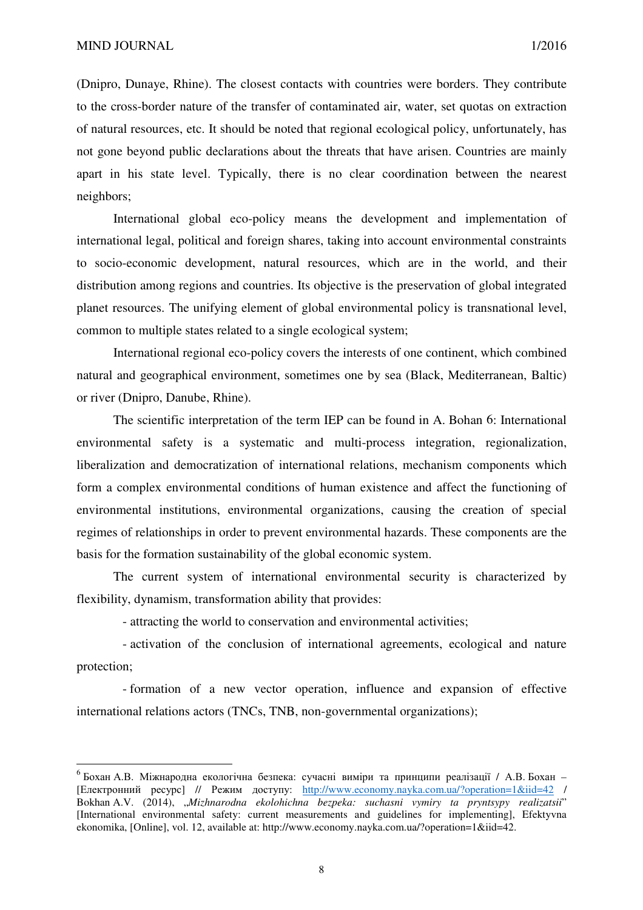(Dnipro, Dunaye, Rhine). The closest contacts with countries were borders. They contribute to the cross-border nature of the transfer of contaminated air, water, set quotas on extraction of natural resources, etc. It should be noted that regional ecological policy, unfortunately, has not gone beyond public declarations about the threats that have arisen. Countries are mainly apart in his state level. Typically, there is no clear coordination between the nearest neighbors;

International global eco-policy means the development and implementation of international legal, political and foreign shares, taking into account environmental constraints to socio-economic development, natural resources, which are in the world, and their distribution among regions and countries. Its objective is the preservation of global integrated planet resources. The unifying element of global environmental policy is transnational level, common to multiple states related to a single ecological system;

International regional eco-policy covers the interests of one continent, which combined natural and geographical environment, sometimes one by sea (Black, Mediterranean, Baltic) or river (Dnipro, Danube, Rhine).

The scientific interpretation of the term IEP can be found in A. Bohan 6: International environmental safety is a systematic and multi-process integration, regionalization, liberalization and democratization of international relations, mechanism components which form a complex environmental conditions of human existence and affect the functioning of environmental institutions, environmental organizations, causing the creation of special regimes of relationships in order to prevent environmental hazards. These components are the basis for the formation sustainability of the global economic system.

The current system of international environmental security is characterized by flexibility, dynamism, transformation ability that provides:

- attracting the world to conservation and environmental activities;
- activation of the conclusion of international agreements, ecological and nature protection;
- formation of a new vector operation, influence and expansion of effective international relations actors (TNCs, TNB, non-governmental organizations);

---

[6] Бохан А.В. Міжнародна екологічна безпека: сучасні виміри та принципи реалізації / А.В. Бохан – [Електронний ресурс] // Режим доступу: http://www.economy.nayka.com.ua/?operation=1&iid=42 / Bokhan A.V. (2014), „*Mizhnarodna ekolohichna bezpeka: suchasni vymiry ta pryntsypy realizatsii*" [International environmental safety: current measurements and guidelines for implementing], Efektyvna ekonomika, [Online], vol. 12, available at: http://www.economy.nayka.com.ua/?operation=1&iid=42.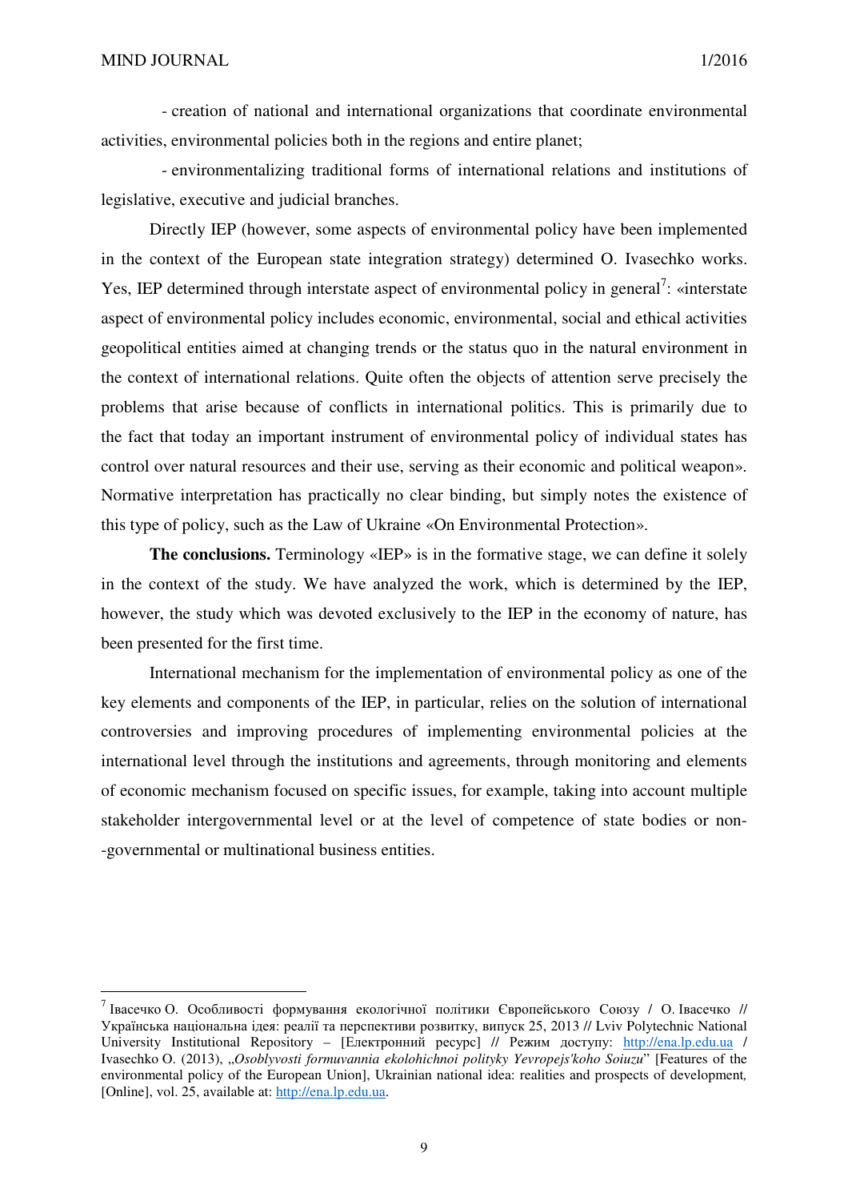- creation of national and international organizations that coordinate environmental activities, environmental policies both in the regions and entire planet;

- environmentalizing traditional forms of international relations and institutions of legislative, executive and judicial branches.

Directly IEP (however, some aspects of environmental policy have been implemented in the context of the European state integration strategy) determined O. Ivasechko works. Yes, IEP determined through interstate aspect of environmental policy in general[7]: «interstate aspect of environmental policy includes economic, environmental, social and ethical activities geopolitical entities aimed at changing trends or the status quo in the natural environment in the context of international relations. Quite often the objects of attention serve precisely the problems that arise because of conflicts in international politics. This is primarily due to the fact that today an important instrument of environmental policy of individual states has control over natural resources and their use, serving as their economic and political weapon». Normative interpretation has practically no clear binding, but simply notes the existence of this type of policy, such as the Law of Ukraine «On Environmental Protection».

**The conclusions.** Terminology «IEP» is in the formative stage, we can define it solely in the context of the study. We have analyzed the work, which is determined by the IEP, however, the study which was devoted exclusively to the IEP in the economy of nature, has been presented for the first time.

International mechanism for the implementation of environmental policy as one of the key elements and components of the IEP, in particular, relies on the solution of international controversies and improving procedures of implementing environmental policies at the international level through the institutions and agreements, through monitoring and elements of economic mechanism focused on specific issues, for example, taking into account multiple stakeholder intergovernmental level or at the level of competence of state bodies or non--governmental or multinational business entities.

---

[7] Івасечко О. Особливості формування екологічної політики Європейського Союзу / О. Івасечко // Українська національна ідея: реалії та перспективи розвитку, випуск 25, 2013 // Lviv Polytechnic National University Institutional Repository – [Електронний ресурс] // Режим доступу: http://ena.lp.edu.ua / Ivasechko O. (2013), „*Osoblyvosti formuvannia ekolohichnoi polityky Yevropejs'koho Soiuzu*" [Features of the environmental policy of the European Union], Ukrainian national idea: realities and prospects of development, [Online], vol. 25, available at: http://ena.lp.edu.ua.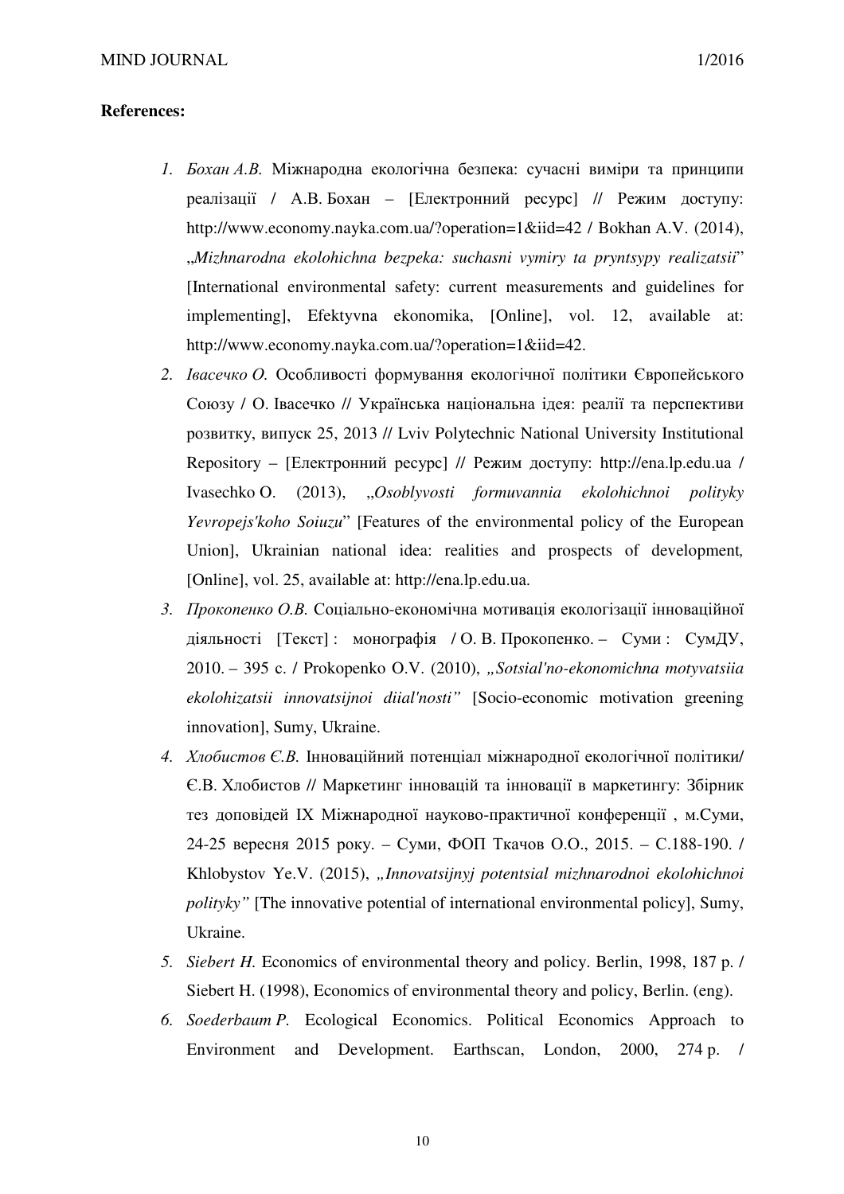**References:**

1. *Бохан А.В.* Міжнародна екологічна безпека: сучасні виміри та принципи реалізації / А.В. Бохан – [Електронний ресурс] // Режим доступу: http://www.economy.nayka.com.ua/?operation=1&iid=42 / Bokhan A.V. (2014), „*Mizhnarodna ekolohichna bezpeka: suchasni vymiry ta pryntsypy realizatsii*" [International environmental safety: current measurements and guidelines for implementing], Efektyvna ekonomika, [Online], vol. 12, available at: http://www.economy.nayka.com.ua/?operation=1&iid=42.
2. *Івасечко О.* Особливості формування екологічної політики Європейського Союзу / О. Івасечко // Українська національна ідея: реалії та перспективи розвитку, випуск 25, 2013 // Lviv Polytechnic National University Institutional Repository – [Електронний ресурс] // Режим доступу: http://ena.lp.edu.ua / Ivasechko O. (2013), „*Osoblyvosti formuvannia ekolohichnoi polityky Yevropejs'koho Soiuzu*" [Features of the environmental policy of the European Union], Ukrainian national idea: realities and prospects of development*,* [Online], vol. 25, available at: http://ena.lp.edu.ua.
3. *Прокопенко О.В.* Соціально-економічна мотивація екологізації інноваційної діяльності [Текст] : монографія / О. В. Прокопенко. – Суми : СумДУ, 2010. – 395 с. / Prokopenko O.V. (2010), *„Sotsial'no-ekonomichna motyvatsiia ekolohizatsii innovatsijnoi diial'nosti"* [Socio-economic motivation greening innovation], Sumy, Ukraine.
4. *Хлобистов Є.В.* Інноваційний потенціал міжнародної екологічної політики/ Є.В. Хлобистов // Маркетинг інновацій та інновації в маркетингу: Збірник тез доповідей IX Міжнародної науково-практичної конференції , м.Суми, 24-25 вересня 2015 року. – Суми, ФОП Ткачов О.О., 2015. – С.188-190. / Khlobystov Ye.V. (2015), *„Innovatsijnyj potentsial mizhnarodnoi ekolohichnoi polityky"* [The innovative potential of international environmental policy], Sumy, Ukraine.
5. *Siebert H.* Economics of environmental theory and policy. Berlin, 1998, 187 p. / Siebert H. (1998), Economics of environmental theory and policy, Berlin. (eng).
6. *Soederbaum P.* Ecological Economics. Political Economics Approach to Environment and Development. Earthscan, London, 2000, 274 p. /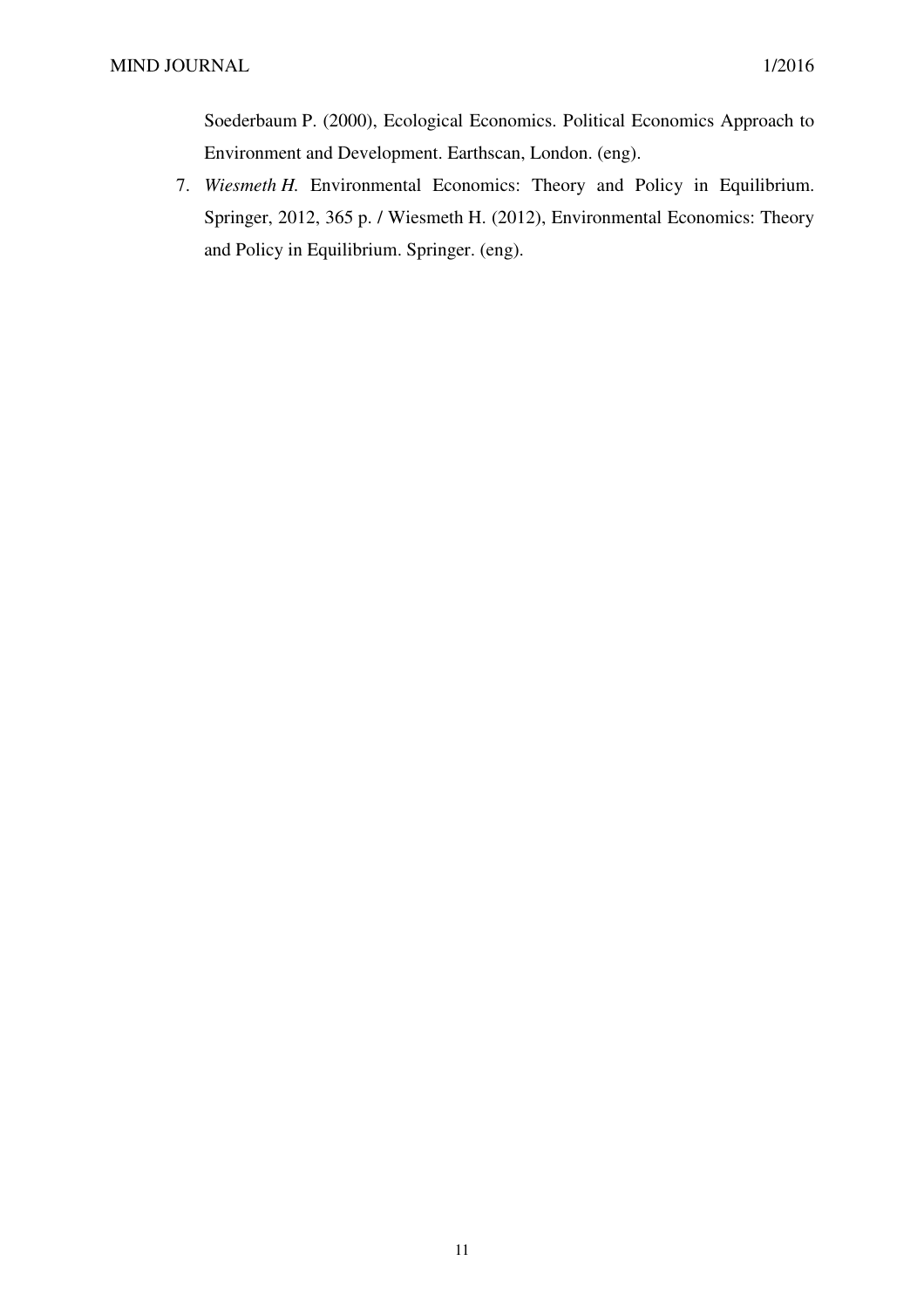Soederbaum P. (2000), Ecological Economics. Political Economics Approach to Environment and Development. Earthscan, London. (eng).

7. *Wiesmeth H.* Environmental Economics: Theory and Policy in Equilibrium. Springer, 2012, 365 p. / Wiesmeth H. (2012), Environmental Economics: Theory and Policy in Equilibrium. Springer. (eng).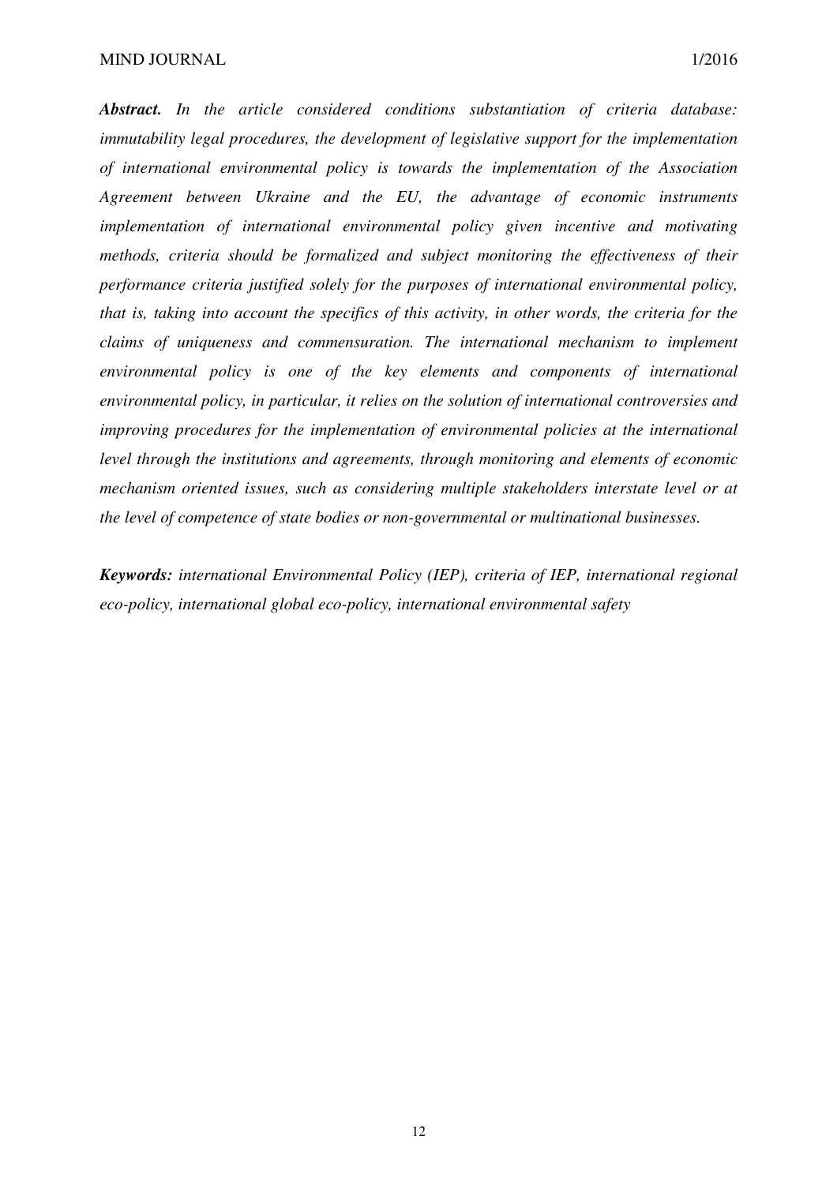***Abstract.*** *In the article considered conditions substantiation of criteria database: immutability legal procedures, the development of legislative support for the implementation of international environmental policy is towards the implementation of the Association Agreement between Ukraine and the EU, the advantage of economic instruments implementation of international environmental policy given incentive and motivating methods, criteria should be formalized and subject monitoring the effectiveness of their performance criteria justified solely for the purposes of international environmental policy, that is, taking into account the specifics of this activity, in other words, the criteria for the claims of uniqueness and commensuration. The international mechanism to implement environmental policy is one of the key elements and components of international environmental policy, in particular, it relies on the solution of international controversies and improving procedures for the implementation of environmental policies at the international level through the institutions and agreements, through monitoring and elements of economic mechanism oriented issues, such as considering multiple stakeholders interstate level or at the level of competence of state bodies or non-governmental or multinational businesses.*

***Keywords:*** *international Environmental Policy (IEP), criteria of IEP, international regional eco-policy, international global eco-policy, international environmental safety*